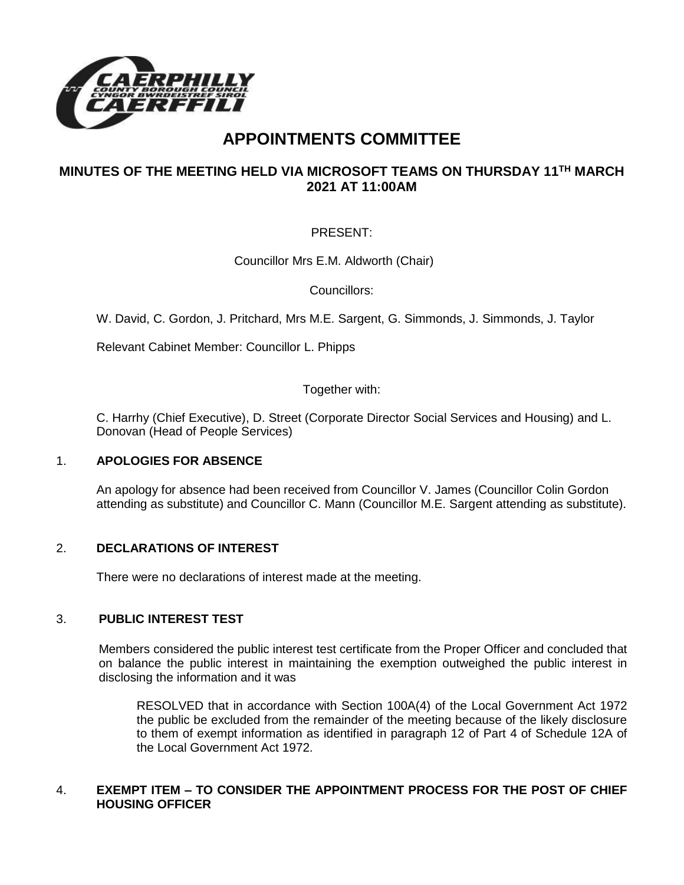# APPOINTMENTS COMMITTEE

## MINUTES OF THE MEETING HELD VIA MICROSOFT TEAMS ON THURSDAY 11TH MARCH 2021 AT 11:00AM

PRESENT:

Councillor Mrs E.M. Aldworth (Chair)

Councillors:

W. David, C. Gordon, J. Pritchard, Mrs M.E. Sargent, G. Simmonds, J. Simmonds, J. Taylor

Relevant Cabinet Member: Councillor L. Phipps

Together with:

C. Harrhy (Chief Executive), D. Street (Corporate Director Social Services and Housing) and L. Donovan (Head of People Services)

### 1. APOLOGIES FOR ABSENCE

An apology for absence had been received from Councillor V. James (Councillor Colin Gordon attending as substitute) and Councillor C. Mann (Councillor M.E. Sargent attending as substitute).

### 2. DECLARATIONS OF INTEREST

There were no declarations of interest made at the meeting.

### 3. PUBLIC INTEREST TEST

Members considered the public interest test certificate from the Proper Officer and concluded that on balance the public interest in maintaining the exemption outweighed the public interest in disclosing the information and it was

RESOLVED that in accordance with Section 100A(4) of the Local Government Act 1972 the public be excluded from the remainder of the meeting because of the likely disclosure to them of exempt information as identified in paragraph 12 of Part 4 of Schedule 12A of the Local Government Act 1972.

### 4. EXEMPT ITEM – TO CONSIDER THE APPOINTMENT PROCESS FOR THE POST OF CHIEF HOUSING OFFICER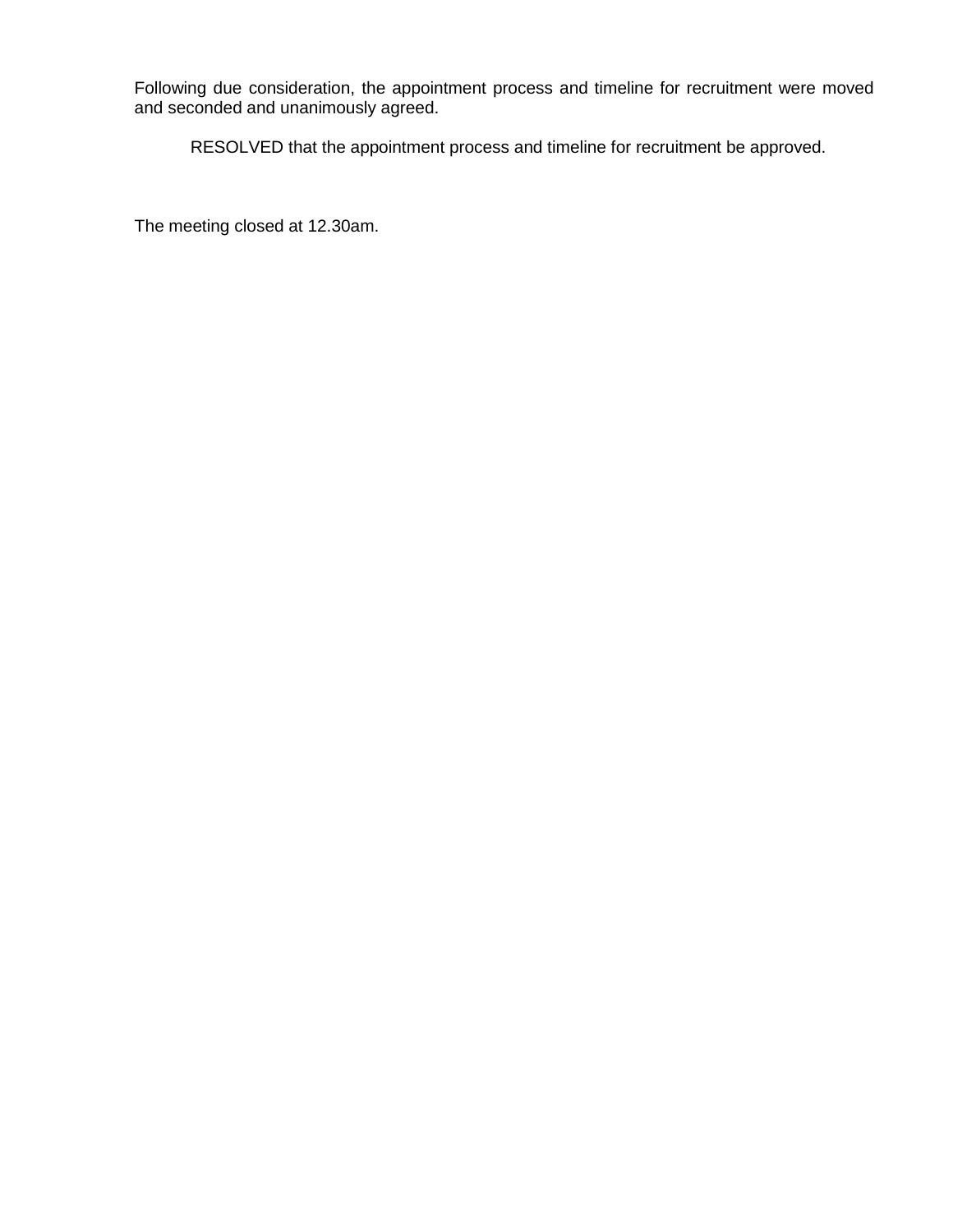Following due consideration, the appointment process and timeline for recruitment were moved and seconded and unanimously agreed.

> RESOLVED that the appointment process and timeline for recruitment be approved.

The meeting closed at 12.30am.